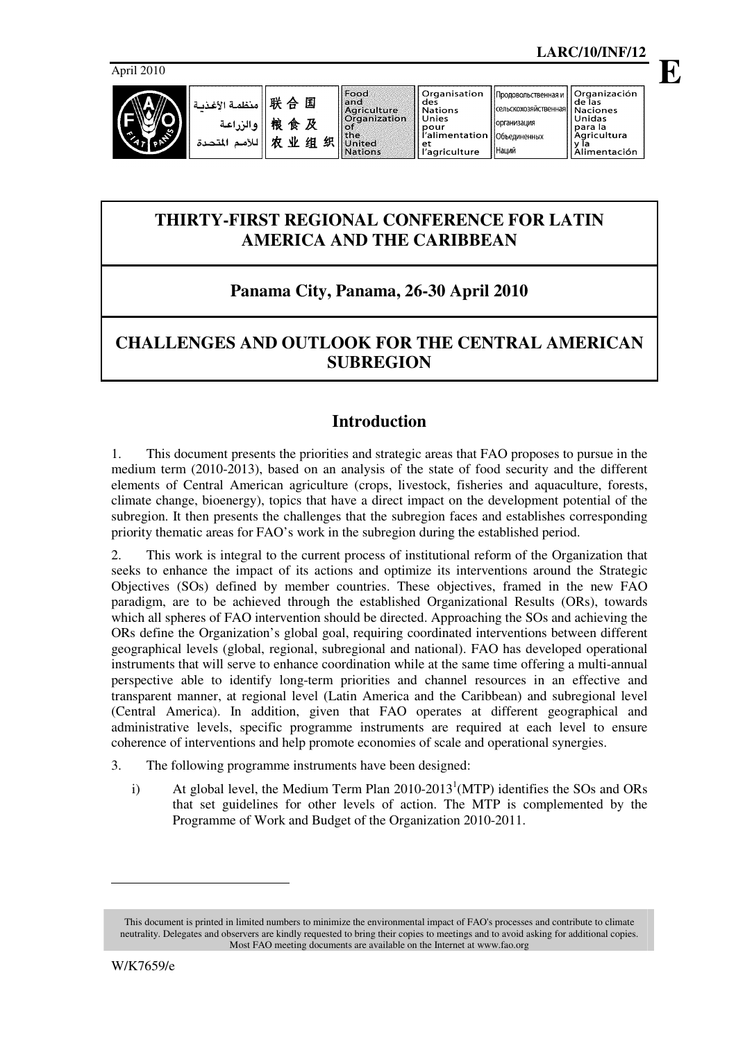LARC/10/INF/12

April 2010

**E**

| منظمة الأغذية والزراعة للأمم المتحدة | 联合国粮食及农业组织 | Food and Agriculture Organization of the United Nations | Organisation des Nations Unies pour l'alimentation et l'agriculture | Продовольственная и сельскохозяйственная организация Объединенных Наций | Organización de las Naciones Unidas para la Agricultura y la Alimentación |
| --- | --- | --- | --- | --- | --- |

# THIRTY-FIRST REGIONAL CONFERENCE FOR LATIN AMERICA AND THE CARIBBEAN

## Panama City, Panama, 26-30 April 2010

# CHALLENGES AND OUTLOOK FOR THE CENTRAL AMERICAN SUBREGION

## Introduction

1. This document presents the priorities and strategic areas that FAO proposes to pursue in the medium term (2010-2013), based on an analysis of the state of food security and the different elements of Central American agriculture (crops, livestock, fisheries and aquaculture, forests, climate change, bioenergy), topics that have a direct impact on the development potential of the subregion. It then presents the challenges that the subregion faces and establishes corresponding priority thematic areas for FAO's work in the subregion during the established period.

2. This work is integral to the current process of institutional reform of the Organization that seeks to enhance the impact of its actions and optimize its interventions around the Strategic Objectives (SOs) defined by member countries. These objectives, framed in the new FAO paradigm, are to be achieved through the established Organizational Results (ORs), towards which all spheres of FAO intervention should be directed. Approaching the SOs and achieving the ORs define the Organization's global goal, requiring coordinated interventions between different geographical levels (global, regional, subregional and national). FAO has developed operational instruments that will serve to enhance coordination while at the same time offering a multi-annual perspective able to identify long-term priorities and channel resources in an effective and transparent manner, at regional level (Latin America and the Caribbean) and subregional level (Central America). In addition, given that FAO operates at different geographical and administrative levels, specific programme instruments are required at each level to ensure coherence of interventions and help promote economies of scale and operational synergies.

3. The following programme instruments have been designed:

i) At global level, the Medium Term Plan 2010-2013[1] (MTP) identifies the SOs and ORs that set guidelines for other levels of action. The MTP is complemented by the Programme of Work and Budget of the Organization 2010-2011.

This document is printed in limited numbers to minimize the environmental impact of FAO's processes and contribute to climate neutrality. Delegates and observers are kindly requested to bring their copies to meetings and to avoid asking for additional copies. Most FAO meeting documents are available on the Internet at www.fao.org

W/K7659/e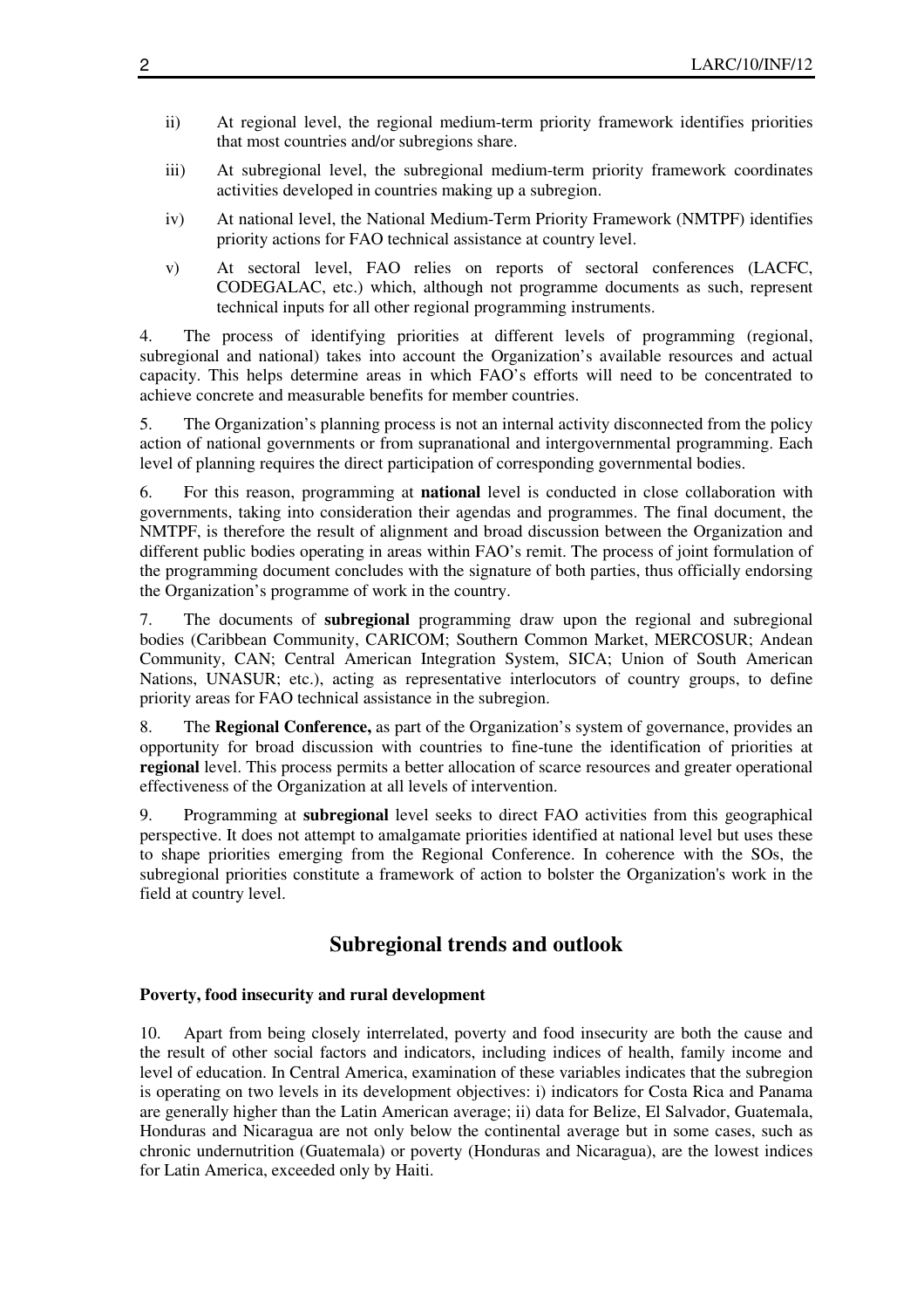ii) At regional level, the regional medium-term priority framework identifies priorities that most countries and/or subregions share.

iii) At subregional level, the subregional medium-term priority framework coordinates activities developed in countries making up a subregion.

iv) At national level, the National Medium-Term Priority Framework (NMTPF) identifies priority actions for FAO technical assistance at country level.

v) At sectoral level, FAO relies on reports of sectoral conferences (LACFC, CODEGALAC, etc.) which, although not programme documents as such, represent technical inputs for all other regional programming instruments.

4. The process of identifying priorities at different levels of programming (regional, subregional and national) takes into account the Organization's available resources and actual capacity. This helps determine areas in which FAO's efforts will need to be concentrated to achieve concrete and measurable benefits for member countries.

5. The Organization's planning process is not an internal activity disconnected from the policy action of national governments or from supranational and intergovernmental programming. Each level of planning requires the direct participation of corresponding governmental bodies.

6. For this reason, programming at **national** level is conducted in close collaboration with governments, taking into consideration their agendas and programmes. The final document, the NMTPF, is therefore the result of alignment and broad discussion between the Organization and different public bodies operating in areas within FAO's remit. The process of joint formulation of the programming document concludes with the signature of both parties, thus officially endorsing the Organization's programme of work in the country.

7. The documents of **subregional** programming draw upon the regional and subregional bodies (Caribbean Community, CARICOM; Southern Common Market, MERCOSUR; Andean Community, CAN; Central American Integration System, SICA; Union of South American Nations, UNASUR; etc.), acting as representative interlocutors of country groups, to define priority areas for FAO technical assistance in the subregion.

8. The **Regional Conference,** as part of the Organization's system of governance, provides an opportunity for broad discussion with countries to fine-tune the identification of priorities at **regional** level. This process permits a better allocation of scarce resources and greater operational effectiveness of the Organization at all levels of intervention.

9. Programming at **subregional** level seeks to direct FAO activities from this geographical perspective. It does not attempt to amalgamate priorities identified at national level but uses these to shape priorities emerging from the Regional Conference. In coherence with the SOs, the subregional priorities constitute a framework of action to bolster the Organization's work in the field at country level.

## Subregional trends and outlook

**Poverty, food insecurity and rural development**

10. Apart from being closely interrelated, poverty and food insecurity are both the cause and the result of other social factors and indicators, including indices of health, family income and level of education. In Central America, examination of these variables indicates that the subregion is operating on two levels in its development objectives: i) indicators for Costa Rica and Panama are generally higher than the Latin American average; ii) data for Belize, El Salvador, Guatemala, Honduras and Nicaragua are not only below the continental average but in some cases, such as chronic undernutrition (Guatemala) or poverty (Honduras and Nicaragua), are the lowest indices for Latin America, exceeded only by Haiti.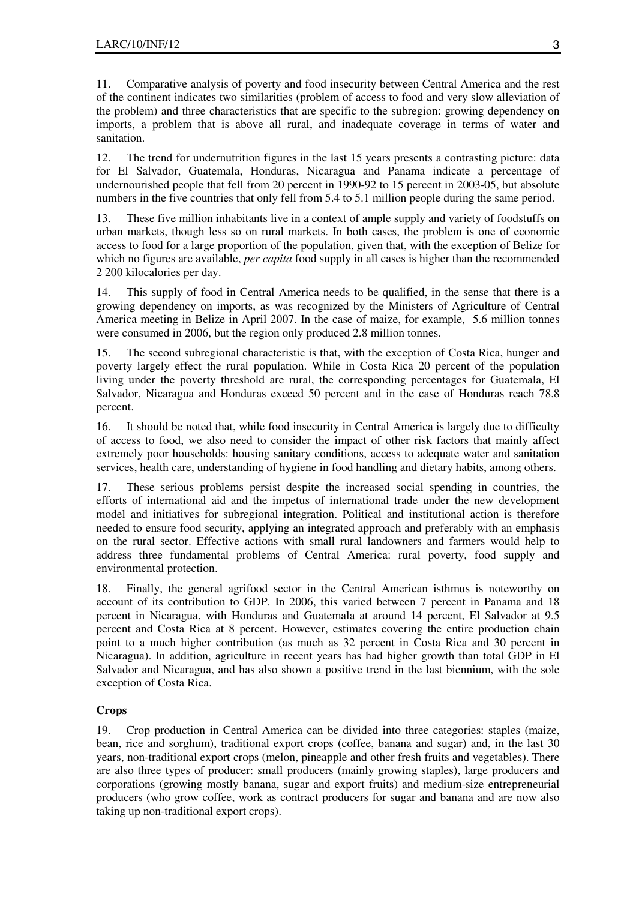11. Comparative analysis of poverty and food insecurity between Central America and the rest of the continent indicates two similarities (problem of access to food and very slow alleviation of the problem) and three characteristics that are specific to the subregion: growing dependency on imports, a problem that is above all rural, and inadequate coverage in terms of water and sanitation.

12. The trend for undernutrition figures in the last 15 years presents a contrasting picture: data for El Salvador, Guatemala, Honduras, Nicaragua and Panama indicate a percentage of undernourished people that fell from 20 percent in 1990-92 to 15 percent in 2003-05, but absolute numbers in the five countries that only fell from 5.4 to 5.1 million people during the same period.

13. These five million inhabitants live in a context of ample supply and variety of foodstuffs on urban markets, though less so on rural markets. In both cases, the problem is one of economic access to food for a large proportion of the population, given that, with the exception of Belize for which no figures are available, *per capita* food supply in all cases is higher than the recommended 2 200 kilocalories per day.

14. This supply of food in Central America needs to be qualified, in the sense that there is a growing dependency on imports, as was recognized by the Ministers of Agriculture of Central America meeting in Belize in April 2007. In the case of maize, for example, 5.6 million tonnes were consumed in 2006, but the region only produced 2.8 million tonnes.

15. The second subregional characteristic is that, with the exception of Costa Rica, hunger and poverty largely effect the rural population. While in Costa Rica 20 percent of the population living under the poverty threshold are rural, the corresponding percentages for Guatemala, El Salvador, Nicaragua and Honduras exceed 50 percent and in the case of Honduras reach 78.8 percent.

16. It should be noted that, while food insecurity in Central America is largely due to difficulty of access to food, we also need to consider the impact of other risk factors that mainly affect extremely poor households: housing sanitary conditions, access to adequate water and sanitation services, health care, understanding of hygiene in food handling and dietary habits, among others.

17. These serious problems persist despite the increased social spending in countries, the efforts of international aid and the impetus of international trade under the new development model and initiatives for subregional integration. Political and institutional action is therefore needed to ensure food security, applying an integrated approach and preferably with an emphasis on the rural sector. Effective actions with small rural landowners and farmers would help to address three fundamental problems of Central America: rural poverty, food supply and environmental protection.

18. Finally, the general agrifood sector in the Central American isthmus is noteworthy on account of its contribution to GDP. In 2006, this varied between 7 percent in Panama and 18 percent in Nicaragua, with Honduras and Guatemala at around 14 percent, El Salvador at 9.5 percent and Costa Rica at 8 percent. However, estimates covering the entire production chain point to a much higher contribution (as much as 32 percent in Costa Rica and 30 percent in Nicaragua). In addition, agriculture in recent years has had higher growth than total GDP in El Salvador and Nicaragua, and has also shown a positive trend in the last biennium, with the sole exception of Costa Rica.

**Crops**

19. Crop production in Central America can be divided into three categories: staples (maize, bean, rice and sorghum), traditional export crops (coffee, banana and sugar) and, in the last 30 years, non-traditional export crops (melon, pineapple and other fresh fruits and vegetables). There are also three types of producer: small producers (mainly growing staples), large producers and corporations (growing mostly banana, sugar and export fruits) and medium-size entrepreneurial producers (who grow coffee, work as contract producers for sugar and banana and are now also taking up non-traditional export crops).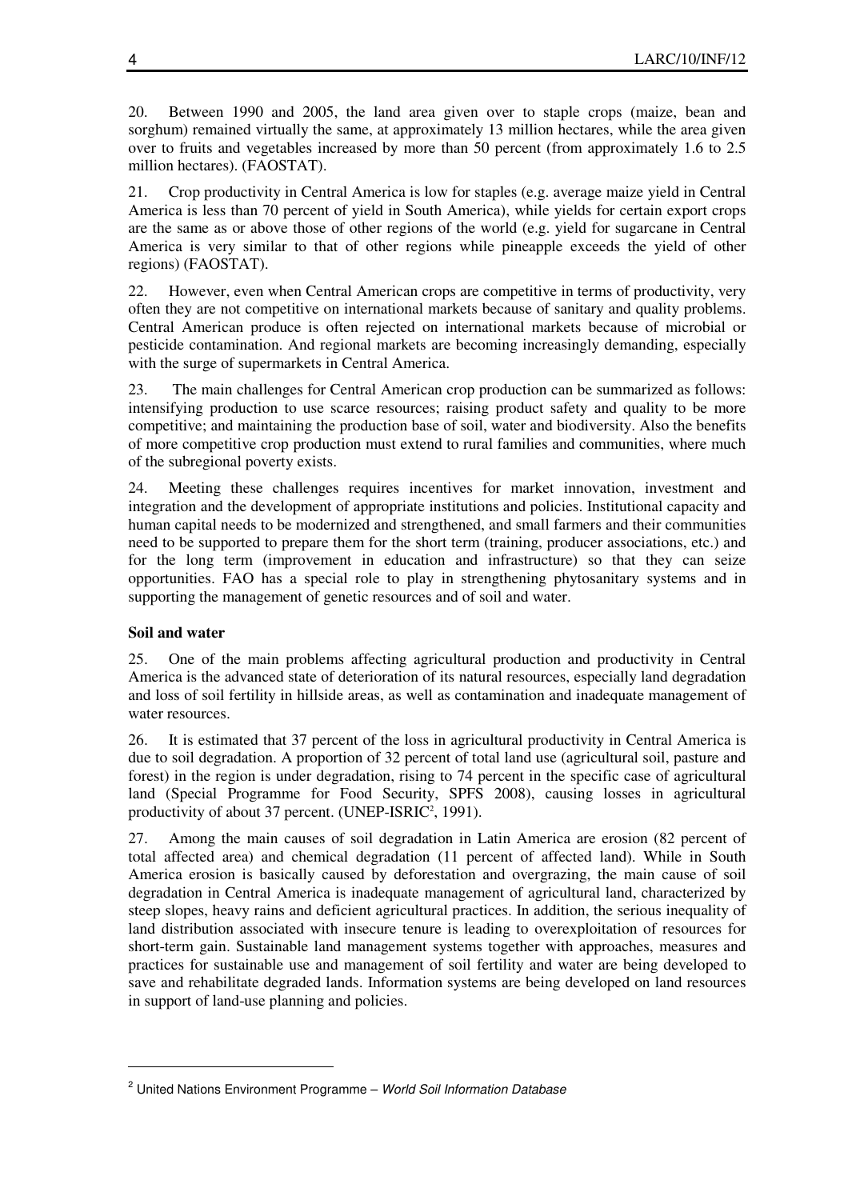20. Between 1990 and 2005, the land area given over to staple crops (maize, bean and sorghum) remained virtually the same, at approximately 13 million hectares, while the area given over to fruits and vegetables increased by more than 50 percent (from approximately 1.6 to 2.5 million hectares). (FAOSTAT).

21. Crop productivity in Central America is low for staples (e.g. average maize yield in Central America is less than 70 percent of yield in South America), while yields for certain export crops are the same as or above those of other regions of the world (e.g. yield for sugarcane in Central America is very similar to that of other regions while pineapple exceeds the yield of other regions) (FAOSTAT).

22. However, even when Central American crops are competitive in terms of productivity, very often they are not competitive on international markets because of sanitary and quality problems. Central American produce is often rejected on international markets because of microbial or pesticide contamination. And regional markets are becoming increasingly demanding, especially with the surge of supermarkets in Central America.

23. The main challenges for Central American crop production can be summarized as follows: intensifying production to use scarce resources; raising product safety and quality to be more competitive; and maintaining the production base of soil, water and biodiversity. Also the benefits of more competitive crop production must extend to rural families and communities, where much of the subregional poverty exists.

24. Meeting these challenges requires incentives for market innovation, investment and integration and the development of appropriate institutions and policies. Institutional capacity and human capital needs to be modernized and strengthened, and small farmers and their communities need to be supported to prepare them for the short term (training, producer associations, etc.) and for the long term (improvement in education and infrastructure) so that they can seize opportunities. FAO has a special role to play in strengthening phytosanitary systems and in supporting the management of genetic resources and of soil and water.

**Soil and water**

25. One of the main problems affecting agricultural production and productivity in Central America is the advanced state of deterioration of its natural resources, especially land degradation and loss of soil fertility in hillside areas, as well as contamination and inadequate management of water resources.

26. It is estimated that 37 percent of the loss in agricultural productivity in Central America is due to soil degradation. A proportion of 32 percent of total land use (agricultural soil, pasture and forest) in the region is under degradation, rising to 74 percent in the specific case of agricultural land (Special Programme for Food Security, SPFS 2008), causing losses in agricultural productivity of about 37 percent. (UNEP-ISRIC[2], 1991).

27. Among the main causes of soil degradation in Latin America are erosion (82 percent of total affected area) and chemical degradation (11 percent of affected land). While in South America erosion is basically caused by deforestation and overgrazing, the main cause of soil degradation in Central America is inadequate management of agricultural land, characterized by steep slopes, heavy rains and deficient agricultural practices. In addition, the serious inequality of land distribution associated with insecure tenure is leading to overexploitation of resources for short-term gain. Sustainable land management systems together with approaches, measures and practices for sustainable use and management of soil fertility and water are being developed to save and rehabilitate degraded lands. Information systems are being developed on land resources in support of land-use planning and policies.

---

[2] United Nations Environment Programme – *World Soil Information Database*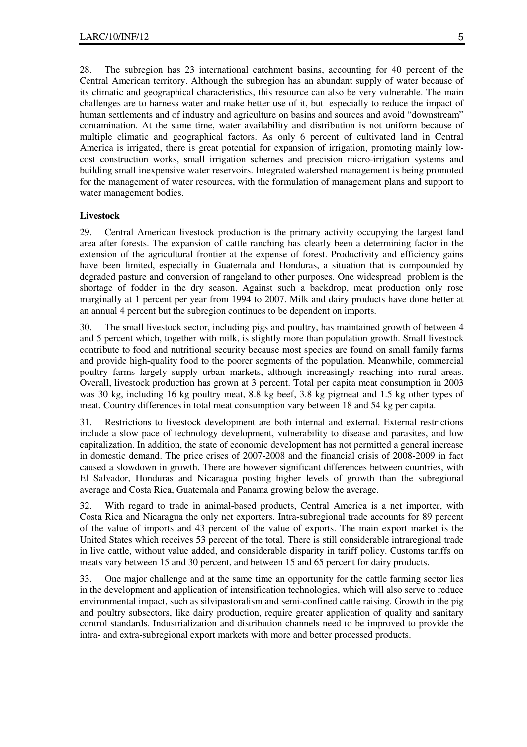28. The subregion has 23 international catchment basins, accounting for 40 percent of the Central American territory. Although the subregion has an abundant supply of water because of its climatic and geographical characteristics, this resource can also be very vulnerable. The main challenges are to harness water and make better use of it, but especially to reduce the impact of human settlements and of industry and agriculture on basins and sources and avoid "downstream" contamination. At the same time, water availability and distribution is not uniform because of multiple climatic and geographical factors. As only 6 percent of cultivated land in Central America is irrigated, there is great potential for expansion of irrigation, promoting mainly low-cost construction works, small irrigation schemes and precision micro-irrigation systems and building small inexpensive water reservoirs. Integrated watershed management is being promoted for the management of water resources, with the formulation of management plans and support to water management bodies.

**Livestock**

29. Central American livestock production is the primary activity occupying the largest land area after forests. The expansion of cattle ranching has clearly been a determining factor in the extension of the agricultural frontier at the expense of forest. Productivity and efficiency gains have been limited, especially in Guatemala and Honduras, a situation that is compounded by degraded pasture and conversion of rangeland to other purposes. One widespread problem is the shortage of fodder in the dry season. Against such a backdrop, meat production only rose marginally at 1 percent per year from 1994 to 2007. Milk and dairy products have done better at an annual 4 percent but the subregion continues to be dependent on imports.

30. The small livestock sector, including pigs and poultry, has maintained growth of between 4 and 5 percent which, together with milk, is slightly more than population growth. Small livestock contribute to food and nutritional security because most species are found on small family farms and provide high-quality food to the poorer segments of the population. Meanwhile, commercial poultry farms largely supply urban markets, although increasingly reaching into rural areas. Overall, livestock production has grown at 3 percent. Total per capita meat consumption in 2003 was 30 kg, including 16 kg poultry meat, 8.8 kg beef, 3.8 kg pigmeat and 1.5 kg other types of meat. Country differences in total meat consumption vary between 18 and 54 kg per capita.

31. Restrictions to livestock development are both internal and external. External restrictions include a slow pace of technology development, vulnerability to disease and parasites, and low capitalization. In addition, the state of economic development has not permitted a general increase in domestic demand. The price crises of 2007-2008 and the financial crisis of 2008-2009 in fact caused a slowdown in growth. There are however significant differences between countries, with El Salvador, Honduras and Nicaragua posting higher levels of growth than the subregional average and Costa Rica, Guatemala and Panama growing below the average.

32. With regard to trade in animal-based products, Central America is a net importer, with Costa Rica and Nicaragua the only net exporters. Intra-subregional trade accounts for 89 percent of the value of imports and 43 percent of the value of exports. The main export market is the United States which receives 53 percent of the total. There is still considerable intraregional trade in live cattle, without value added, and considerable disparity in tariff policy. Customs tariffs on meats vary between 15 and 30 percent, and between 15 and 65 percent for dairy products.

33. One major challenge and at the same time an opportunity for the cattle farming sector lies in the development and application of intensification technologies, which will also serve to reduce environmental impact, such as silvipastoralism and semi-confined cattle raising. Growth in the pig and poultry subsectors, like dairy production, require greater application of quality and sanitary control standards. Industrialization and distribution channels need to be improved to provide the intra- and extra-subregional export markets with more and better processed products.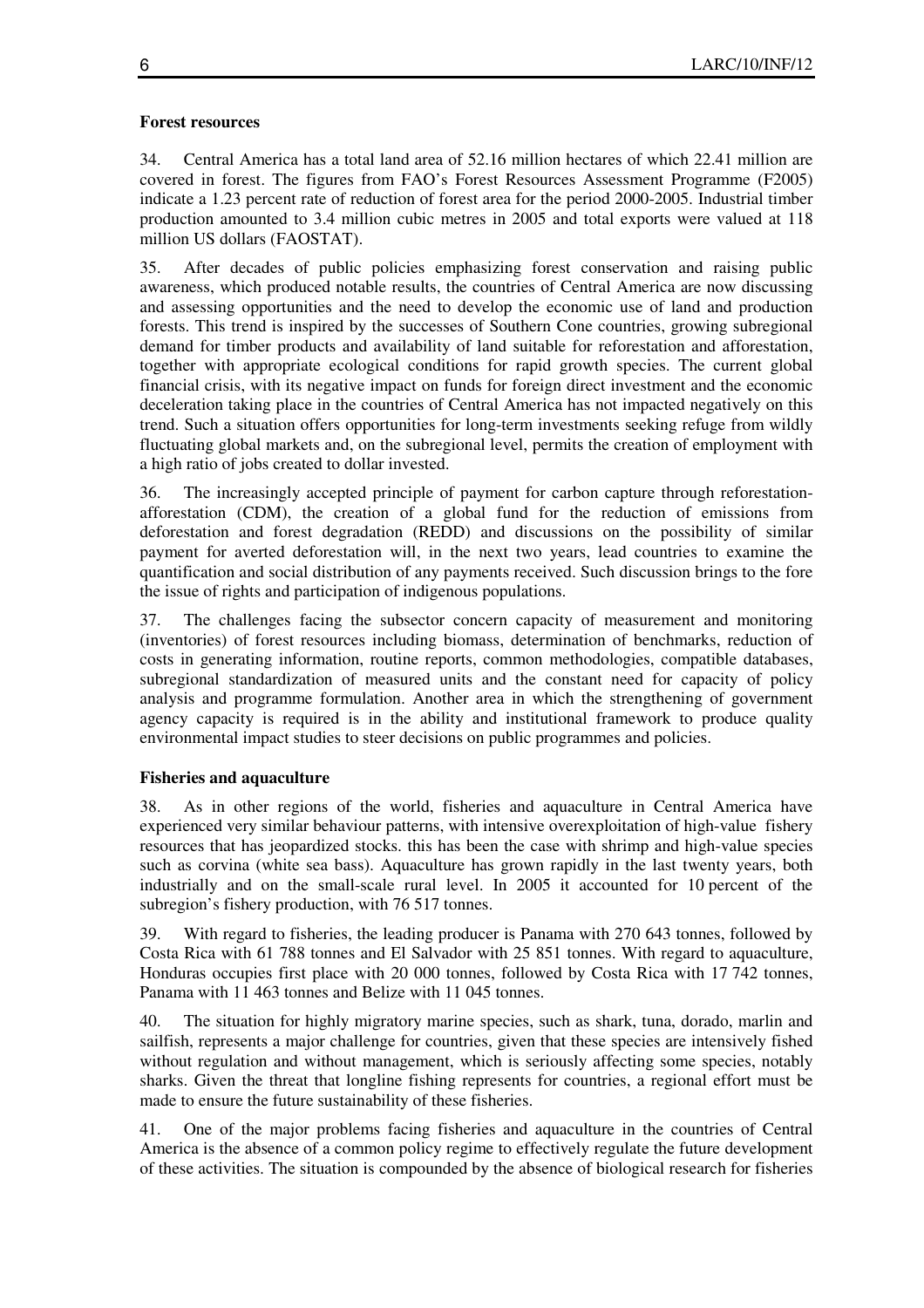**Forest resources**

34. Central America has a total land area of 52.16 million hectares of which 22.41 million are covered in forest. The figures from FAO's Forest Resources Assessment Programme (F2005) indicate a 1.23 percent rate of reduction of forest area for the period 2000-2005. Industrial timber production amounted to 3.4 million cubic metres in 2005 and total exports were valued at 118 million US dollars (FAOSTAT).

35. After decades of public policies emphasizing forest conservation and raising public awareness, which produced notable results, the countries of Central America are now discussing and assessing opportunities and the need to develop the economic use of land and production forests. This trend is inspired by the successes of Southern Cone countries, growing subregional demand for timber products and availability of land suitable for reforestation and afforestation, together with appropriate ecological conditions for rapid growth species. The current global financial crisis, with its negative impact on funds for foreign direct investment and the economic deceleration taking place in the countries of Central America has not impacted negatively on this trend. Such a situation offers opportunities for long-term investments seeking refuge from wildly fluctuating global markets and, on the subregional level, permits the creation of employment with a high ratio of jobs created to dollar invested.

36. The increasingly accepted principle of payment for carbon capture through reforestation-afforestation (CDM), the creation of a global fund for the reduction of emissions from deforestation and forest degradation (REDD) and discussions on the possibility of similar payment for averted deforestation will, in the next two years, lead countries to examine the quantification and social distribution of any payments received. Such discussion brings to the fore the issue of rights and participation of indigenous populations.

37. The challenges facing the subsector concern capacity of measurement and monitoring (inventories) of forest resources including biomass, determination of benchmarks, reduction of costs in generating information, routine reports, common methodologies, compatible databases, subregional standardization of measured units and the constant need for capacity of policy analysis and programme formulation. Another area in which the strengthening of government agency capacity is required is in the ability and institutional framework to produce quality environmental impact studies to steer decisions on public programmes and policies.

**Fisheries and aquaculture**

38. As in other regions of the world, fisheries and aquaculture in Central America have experienced very similar behaviour patterns, with intensive overexploitation of high-value fishery resources that has jeopardized stocks. this has been the case with shrimp and high-value species such as corvina (white sea bass). Aquaculture has grown rapidly in the last twenty years, both industrially and on the small-scale rural level. In 2005 it accounted for 10 percent of the subregion's fishery production, with 76 517 tonnes.

39. With regard to fisheries, the leading producer is Panama with 270 643 tonnes, followed by Costa Rica with 61 788 tonnes and El Salvador with 25 851 tonnes. With regard to aquaculture, Honduras occupies first place with 20 000 tonnes, followed by Costa Rica with 17 742 tonnes, Panama with 11 463 tonnes and Belize with 11 045 tonnes.

40. The situation for highly migratory marine species, such as shark, tuna, dorado, marlin and sailfish, represents a major challenge for countries, given that these species are intensively fished without regulation and without management, which is seriously affecting some species, notably sharks. Given the threat that longline fishing represents for countries, a regional effort must be made to ensure the future sustainability of these fisheries.

41. One of the major problems facing fisheries and aquaculture in the countries of Central America is the absence of a common policy regime to effectively regulate the future development of these activities. The situation is compounded by the absence of biological research for fisheries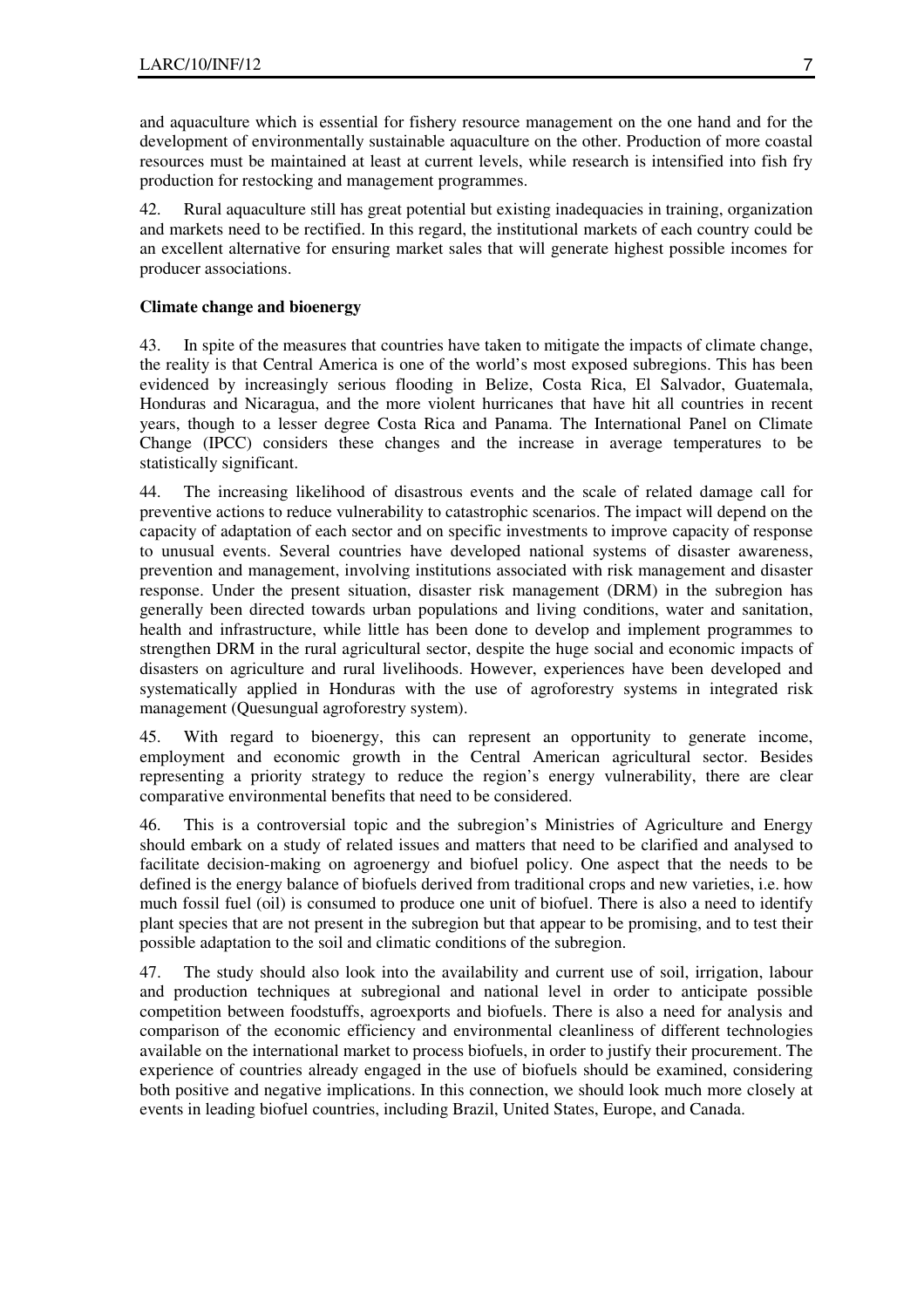and aquaculture which is essential for fishery resource management on the one hand and for the development of environmentally sustainable aquaculture on the other. Production of more coastal resources must be maintained at least at current levels, while research is intensified into fish fry production for restocking and management programmes.

42. Rural aquaculture still has great potential but existing inadequacies in training, organization and markets need to be rectified. In this regard, the institutional markets of each country could be an excellent alternative for ensuring market sales that will generate highest possible incomes for producer associations.

**Climate change and bioenergy**

43. In spite of the measures that countries have taken to mitigate the impacts of climate change, the reality is that Central America is one of the world's most exposed subregions. This has been evidenced by increasingly serious flooding in Belize, Costa Rica, El Salvador, Guatemala, Honduras and Nicaragua, and the more violent hurricanes that have hit all countries in recent years, though to a lesser degree Costa Rica and Panama. The International Panel on Climate Change (IPCC) considers these changes and the increase in average temperatures to be statistically significant.

44. The increasing likelihood of disastrous events and the scale of related damage call for preventive actions to reduce vulnerability to catastrophic scenarios. The impact will depend on the capacity of adaptation of each sector and on specific investments to improve capacity of response to unusual events. Several countries have developed national systems of disaster awareness, prevention and management, involving institutions associated with risk management and disaster response. Under the present situation, disaster risk management (DRM) in the subregion has generally been directed towards urban populations and living conditions, water and sanitation, health and infrastructure, while little has been done to develop and implement programmes to strengthen DRM in the rural agricultural sector, despite the huge social and economic impacts of disasters on agriculture and rural livelihoods. However, experiences have been developed and systematically applied in Honduras with the use of agroforestry systems in integrated risk management (Quesungual agroforestry system).

45. With regard to bioenergy, this can represent an opportunity to generate income, employment and economic growth in the Central American agricultural sector. Besides representing a priority strategy to reduce the region's energy vulnerability, there are clear comparative environmental benefits that need to be considered.

46. This is a controversial topic and the subregion's Ministries of Agriculture and Energy should embark on a study of related issues and matters that need to be clarified and analysed to facilitate decision-making on agroenergy and biofuel policy. One aspect that the needs to be defined is the energy balance of biofuels derived from traditional crops and new varieties, i.e. how much fossil fuel (oil) is consumed to produce one unit of biofuel. There is also a need to identify plant species that are not present in the subregion but that appear to be promising, and to test their possible adaptation to the soil and climatic conditions of the subregion.

47. The study should also look into the availability and current use of soil, irrigation, labour and production techniques at subregional and national level in order to anticipate possible competition between foodstuffs, agroexports and biofuels. There is also a need for analysis and comparison of the economic efficiency and environmental cleanliness of different technologies available on the international market to process biofuels, in order to justify their procurement. The experience of countries already engaged in the use of biofuels should be examined, considering both positive and negative implications. In this connection, we should look much more closely at events in leading biofuel countries, including Brazil, United States, Europe, and Canada.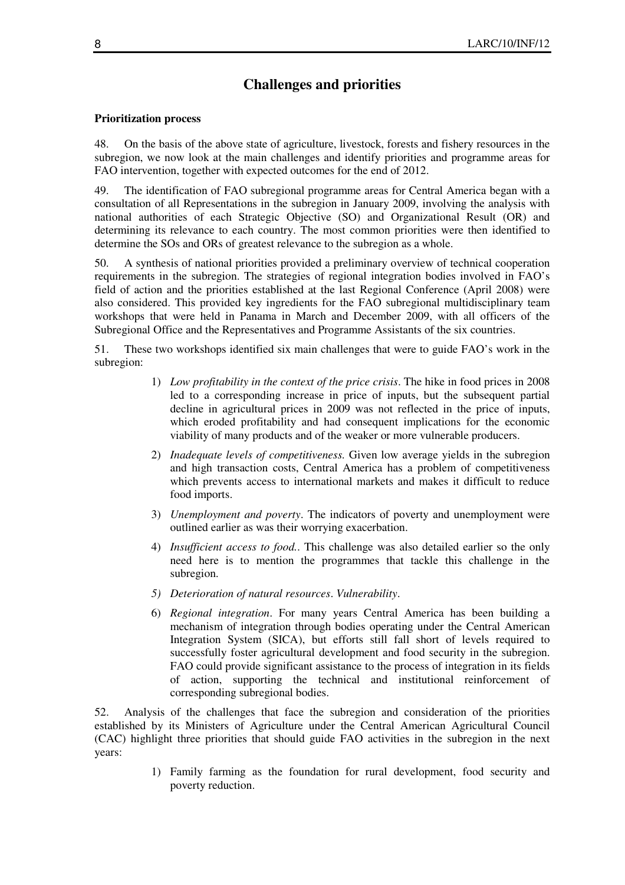## Challenges and priorities

**Prioritization process**

48. On the basis of the above state of agriculture, livestock, forests and fishery resources in the subregion, we now look at the main challenges and identify priorities and programme areas for FAO intervention, together with expected outcomes for the end of 2012.

49. The identification of FAO subregional programme areas for Central America began with a consultation of all Representations in the subregion in January 2009, involving the analysis with national authorities of each Strategic Objective (SO) and Organizational Result (OR) and determining its relevance to each country. The most common priorities were then identified to determine the SOs and ORs of greatest relevance to the subregion as a whole.

50. A synthesis of national priorities provided a preliminary overview of technical cooperation requirements in the subregion. The strategies of regional integration bodies involved in FAO's field of action and the priorities established at the last Regional Conference (April 2008) were also considered. This provided key ingredients for the FAO subregional multidisciplinary team workshops that were held in Panama in March and December 2009, with all officers of the Subregional Office and the Representatives and Programme Assistants of the six countries.

51. These two workshops identified six main challenges that were to guide FAO's work in the subregion:

1) *Low profitability in the context of the price crisis*. The hike in food prices in 2008 led to a corresponding increase in price of inputs, but the subsequent partial decline in agricultural prices in 2009 was not reflected in the price of inputs, which eroded profitability and had consequent implications for the economic viability of many products and of the weaker or more vulnerable producers.

2) *Inadequate levels of competitiveness.* Given low average yields in the subregion and high transaction costs, Central America has a problem of competitiveness which prevents access to international markets and makes it difficult to reduce food imports.

3) *Unemployment and poverty*. The indicators of poverty and unemployment were outlined earlier as was their worrying exacerbation.

4) *Insufficient access to food.*. This challenge was also detailed earlier so the only need here is to mention the programmes that tackle this challenge in the subregion.

5) *Deterioration of natural resources*. *Vulnerability*.

6) *Regional integration*. For many years Central America has been building a mechanism of integration through bodies operating under the Central American Integration System (SICA), but efforts still fall short of levels required to successfully foster agricultural development and food security in the subregion. FAO could provide significant assistance to the process of integration in its fields of action, supporting the technical and institutional reinforcement of corresponding subregional bodies.

52. Analysis of the challenges that face the subregion and consideration of the priorities established by its Ministers of Agriculture under the Central American Agricultural Council (CAC) highlight three priorities that should guide FAO activities in the subregion in the next years:

1) Family farming as the foundation for rural development, food security and poverty reduction.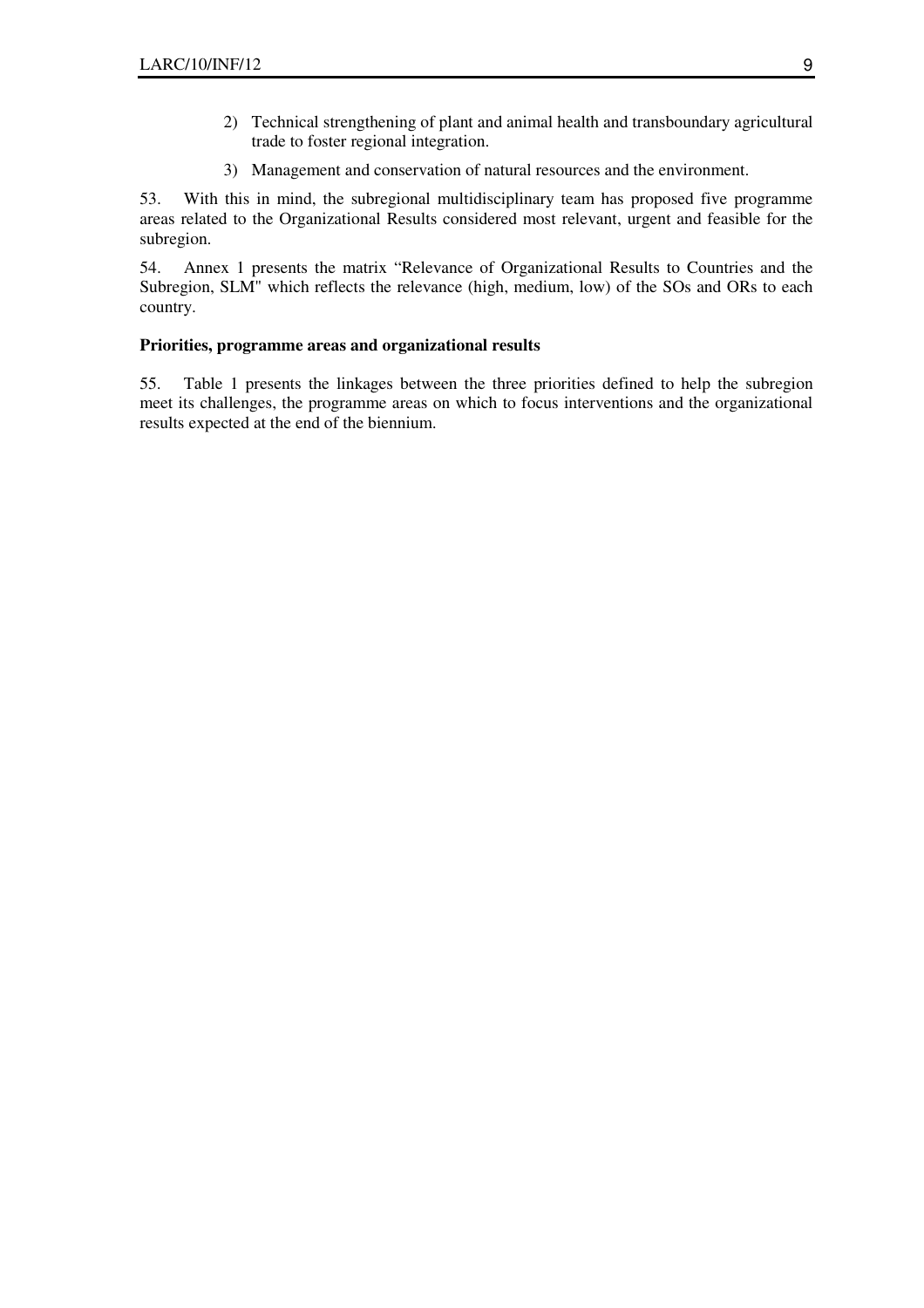2) Technical strengthening of plant and animal health and transboundary agricultural trade to foster regional integration.

3) Management and conservation of natural resources and the environment.

53. With this in mind, the subregional multidisciplinary team has proposed five programme areas related to the Organizational Results considered most relevant, urgent and feasible for the subregion.

54. Annex 1 presents the matrix "Relevance of Organizational Results to Countries and the Subregion, SLM" which reflects the relevance (high, medium, low) of the SOs and ORs to each country.

**Priorities, programme areas and organizational results**

55. Table 1 presents the linkages between the three priorities defined to help the subregion meet its challenges, the programme areas on which to focus interventions and the organizational results expected at the end of the biennium.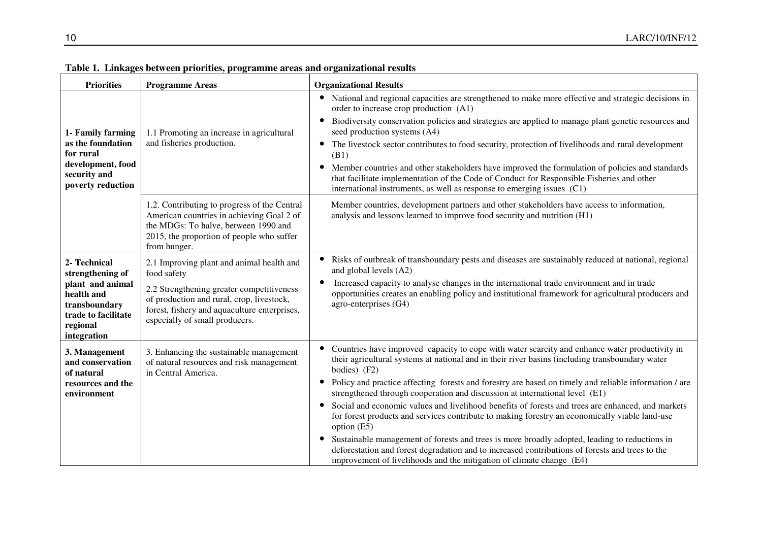**Table 1. Linkages between priorities, programme areas and organizational results**

| Priorities | Programme Areas | Organizational Results |
|---|---|---|
| **1- Family farming as the foundation for rural development, food security and poverty reduction** | 1.1 Promoting an increase in agricultural and fisheries production. | • National and regional capacities are strengthened to make more effective and strategic decisions in order to increase crop production (A1)<br>• Biodiversity conservation policies and strategies are applied to manage plant genetic resources and seed production systems (A4)<br>• The livestock sector contributes to food security, protection of livelihoods and rural development (B1)<br>• Member countries and other stakeholders have improved the formulation of policies and standards that facilitate implementation of the Code of Conduct for Responsible Fisheries and other international instruments, as well as response to emerging issues (C1) |
| | 1.2. Contributing to progress of the Central American countries in achieving Goal 2 of the MDGs: To halve, between 1990 and 2015, the proportion of people who suffer from hunger. | Member countries, development partners and other stakeholders have access to information, analysis and lessons learned to improve food security and nutrition (H1) |
| **2- Technical strengthening of plant and animal health and transboundary trade to facilitate regional integration** | 2.1 Improving plant and animal health and food safety<br>2.2 Strengthening greater competitiveness of production and rural, crop, livestock, forest, fishery and aquaculture enterprises, especially of small producers. | • Risks of outbreak of transboundary pests and diseases are sustainably reduced at national, regional and global levels (A2)<br>• Increased capacity to analyse changes in the international trade environment and in trade opportunities creates an enabling policy and institutional framework for agricultural producers and agro-enterprises (G4) |
| **3. Management and conservation of natural resources and the environment** | 3. Enhancing the sustainable management of natural resources and risk management in Central America. | • Countries have improved capacity to cope with water scarcity and enhance water productivity in their agricultural systems at national and in their river basins (including transboundary water bodies) (F2)<br>• Policy and practice affecting forests and forestry are based on timely and reliable information / are strengthened through cooperation and discussion at international level (E1)<br>• Social and economic values and livelihood benefits of forests and trees are enhanced, and markets for forest products and services contribute to making forestry an economically viable land-use option (E5)<br>• Sustainable management of forests and trees is more broadly adopted, leading to reductions in deforestation and forest degradation and to increased contributions of forests and trees to the improvement of livelihoods and the mitigation of climate change (E4) |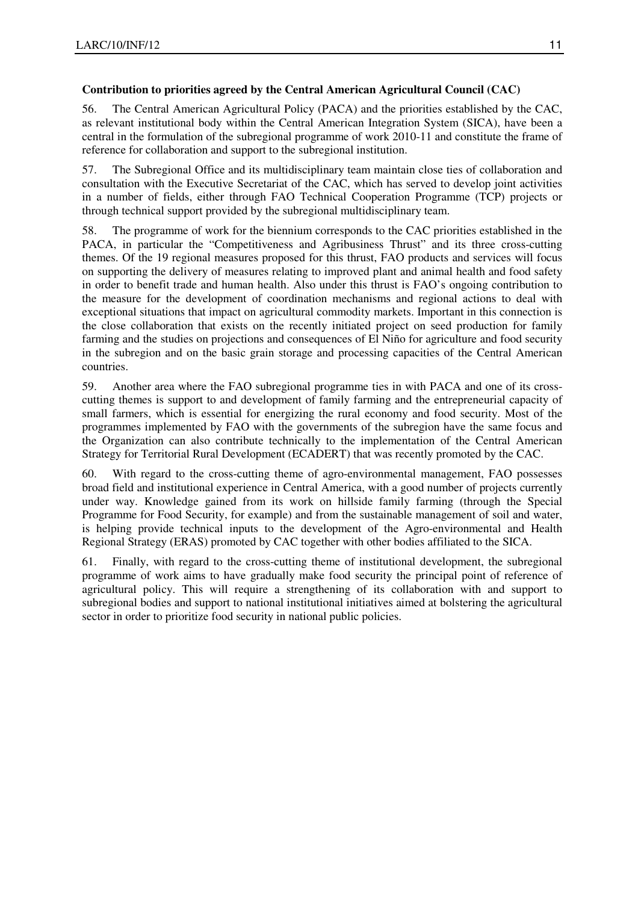**Contribution to priorities agreed by the Central American Agricultural Council (CAC)**

56. The Central American Agricultural Policy (PACA) and the priorities established by the CAC, as relevant institutional body within the Central American Integration System (SICA), have been a central in the formulation of the subregional programme of work 2010-11 and constitute the frame of reference for collaboration and support to the subregional institution.

57. The Subregional Office and its multidisciplinary team maintain close ties of collaboration and consultation with the Executive Secretariat of the CAC, which has served to develop joint activities in a number of fields, either through FAO Technical Cooperation Programme (TCP) projects or through technical support provided by the subregional multidisciplinary team.

58. The programme of work for the biennium corresponds to the CAC priorities established in the PACA, in particular the "Competitiveness and Agribusiness Thrust" and its three cross-cutting themes. Of the 19 regional measures proposed for this thrust, FAO products and services will focus on supporting the delivery of measures relating to improved plant and animal health and food safety in order to benefit trade and human health. Also under this thrust is FAO's ongoing contribution to the measure for the development of coordination mechanisms and regional actions to deal with exceptional situations that impact on agricultural commodity markets. Important in this connection is the close collaboration that exists on the recently initiated project on seed production for family farming and the studies on projections and consequences of El Niño for agriculture and food security in the subregion and on the basic grain storage and processing capacities of the Central American countries.

59. Another area where the FAO subregional programme ties in with PACA and one of its cross-cutting themes is support to and development of family farming and the entrepreneurial capacity of small farmers, which is essential for energizing the rural economy and food security. Most of the programmes implemented by FAO with the governments of the subregion have the same focus and the Organization can also contribute technically to the implementation of the Central American Strategy for Territorial Rural Development (ECADERT) that was recently promoted by the CAC.

60. With regard to the cross-cutting theme of agro-environmental management, FAO possesses broad field and institutional experience in Central America, with a good number of projects currently under way. Knowledge gained from its work on hillside family farming (through the Special Programme for Food Security, for example) and from the sustainable management of soil and water, is helping provide technical inputs to the development of the Agro-environmental and Health Regional Strategy (ERAS) promoted by CAC together with other bodies affiliated to the SICA.

61. Finally, with regard to the cross-cutting theme of institutional development, the subregional programme of work aims to have gradually make food security the principal point of reference of agricultural policy. This will require a strengthening of its collaboration with and support to subregional bodies and support to national institutional initiatives aimed at bolstering the agricultural sector in order to prioritize food security in national public policies.